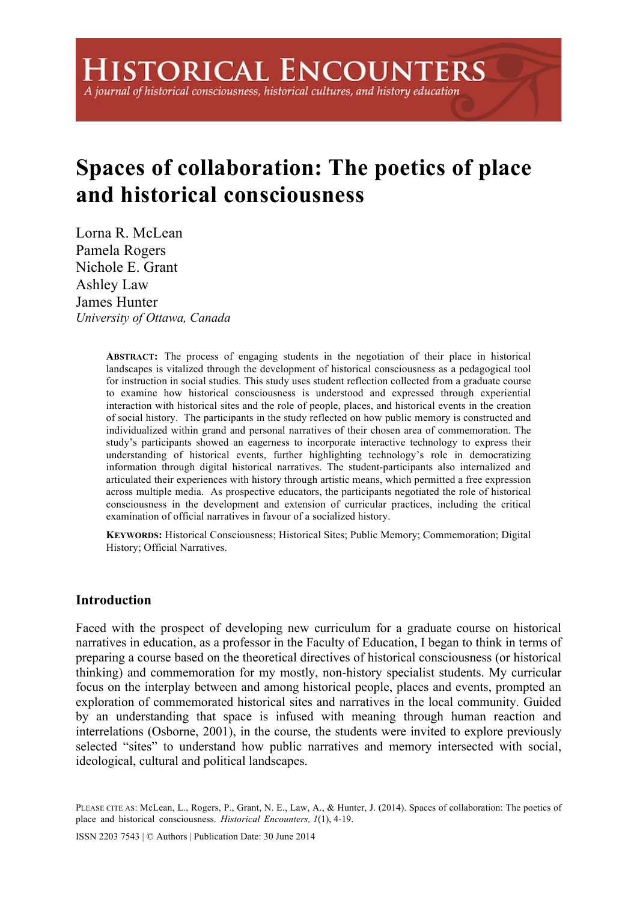HISTORICAL ENCOUNTERS

*A journal of historical consciousness, historical cultures, and history education*

# Spaces of collaboration: The poetics of place and historical consciousness

Lorna R. McLean
Pamela Rogers
Nichole E. Grant
Ashley Law
James Hunter
*University of Ottawa, Canada*

**ABSTRACT:** The process of engaging students in the negotiation of their place in historical landscapes is vitalized through the development of historical consciousness as a pedagogical tool for instruction in social studies. This study uses student reflection collected from a graduate course to examine how historical consciousness is understood and expressed through experiential interaction with historical sites and the role of people, places, and historical events in the creation of social history. The participants in the study reflected on how public memory is constructed and individualized within grand and personal narratives of their chosen area of commemoration. The study's participants showed an eagerness to incorporate interactive technology to express their understanding of historical events, further highlighting technology's role in democratizing information through digital historical narratives. The student-participants also internalized and articulated their experiences with history through artistic means, which permitted a free expression across multiple media. As prospective educators, the participants negotiated the role of historical consciousness in the development and extension of curricular practices, including the critical examination of official narratives in favour of a socialized history.

**KEYWORDS:** Historical Consciousness; Historical Sites; Public Memory; Commemoration; Digital History; Official Narratives.

## Introduction

Faced with the prospect of developing new curriculum for a graduate course on historical narratives in education, as a professor in the Faculty of Education, I began to think in terms of preparing a course based on the theoretical directives of historical consciousness (or historical thinking) and commemoration for my mostly, non-history specialist students. My curricular focus on the interplay between and among historical people, places and events, prompted an exploration of commemorated historical sites and narratives in the local community. Guided by an understanding that space is infused with meaning through human reaction and interrelations (Osborne, 2001), in the course, the students were invited to explore previously selected "sites" to understand how public narratives and memory intersected with social, ideological, cultural and political landscapes.

PLEASE CITE AS: McLean, L., Rogers, P., Grant, N. E., Law, A., & Hunter, J. (2014). Spaces of collaboration: The poetics of place and historical consciousness. *Historical Encounters, 1*(1), 4-19.

ISSN 2203 7543 | © Authors | Publication Date: 30 June 2014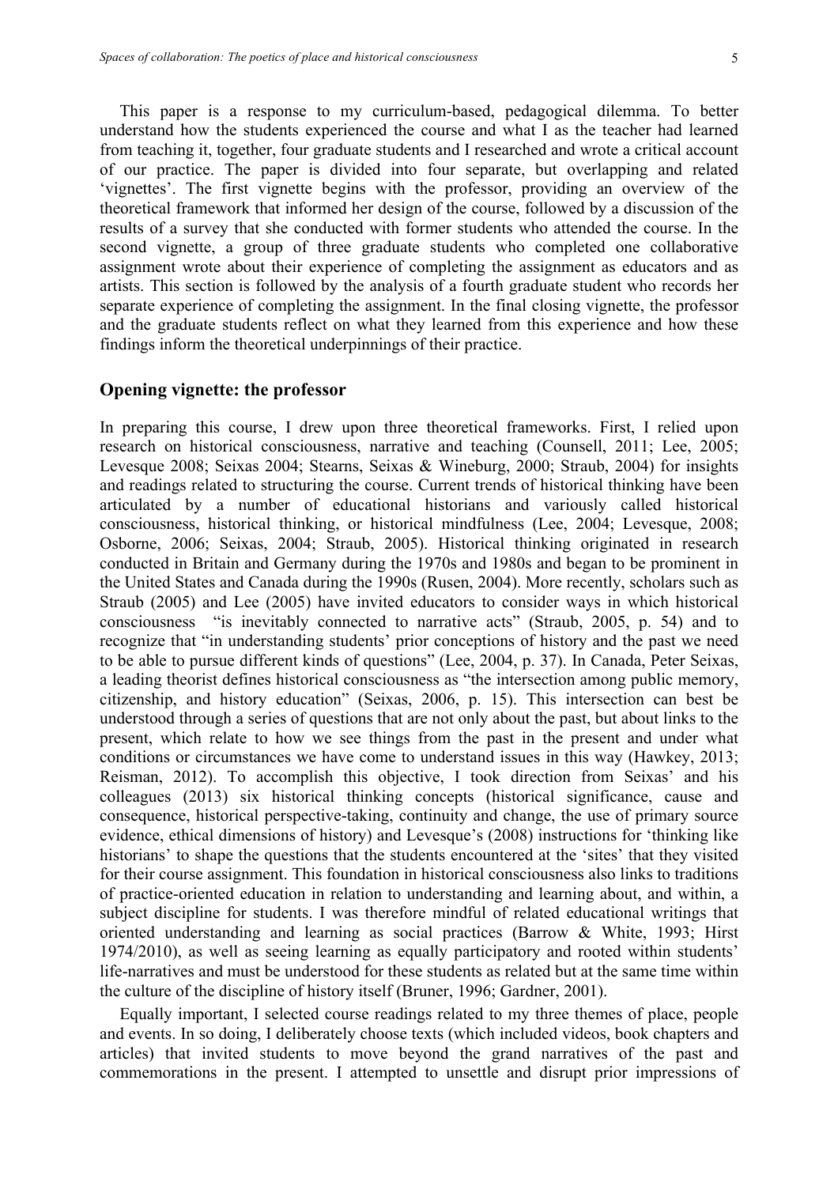This paper is a response to my curriculum-based, pedagogical dilemma. To better understand how the students experienced the course and what I as the teacher had learned from teaching it, together, four graduate students and I researched and wrote a critical account of our practice. The paper is divided into four separate, but overlapping and related 'vignettes'. The first vignette begins with the professor, providing an overview of the theoretical framework that informed her design of the course, followed by a discussion of the results of a survey that she conducted with former students who attended the course. In the second vignette, a group of three graduate students who completed one collaborative assignment wrote about their experience of completing the assignment as educators and as artists. This section is followed by the analysis of a fourth graduate student who records her separate experience of completing the assignment. In the final closing vignette, the professor and the graduate students reflect on what they learned from this experience and how these findings inform the theoretical underpinnings of their practice.

## Opening vignette: the professor

In preparing this course, I drew upon three theoretical frameworks. First, I relied upon research on historical consciousness, narrative and teaching (Counsell, 2011; Lee, 2005; Levesque 2008; Seixas 2004; Stearns, Seixas & Wineburg, 2000; Straub, 2004) for insights and readings related to structuring the course. Current trends of historical thinking have been articulated by a number of educational historians and variously called historical consciousness, historical thinking, or historical mindfulness (Lee, 2004; Levesque, 2008; Osborne, 2006; Seixas, 2004; Straub, 2005). Historical thinking originated in research conducted in Britain and Germany during the 1970s and 1980s and began to be prominent in the United States and Canada during the 1990s (Rusen, 2004). More recently, scholars such as Straub (2005) and Lee (2005) have invited educators to consider ways in which historical consciousness "is inevitably connected to narrative acts" (Straub, 2005, p. 54) and to recognize that "in understanding students' prior conceptions of history and the past we need to be able to pursue different kinds of questions" (Lee, 2004, p. 37). In Canada, Peter Seixas, a leading theorist defines historical consciousness as "the intersection among public memory, citizenship, and history education" (Seixas, 2006, p. 15). This intersection can best be understood through a series of questions that are not only about the past, but about links to the present, which relate to how we see things from the past in the present and under what conditions or circumstances we have come to understand issues in this way (Hawkey, 2013; Reisman, 2012). To accomplish this objective, I took direction from Seixas' and his colleagues (2013) six historical thinking concepts (historical significance, cause and consequence, historical perspective-taking, continuity and change, the use of primary source evidence, ethical dimensions of history) and Levesque's (2008) instructions for 'thinking like historians' to shape the questions that the students encountered at the 'sites' that they visited for their course assignment. This foundation in historical consciousness also links to traditions of practice-oriented education in relation to understanding and learning about, and within, a subject discipline for students. I was therefore mindful of related educational writings that oriented understanding and learning as social practices (Barrow & White, 1993; Hirst 1974/2010), as well as seeing learning as equally participatory and rooted within students' life-narratives and must be understood for these students as related but at the same time within the culture of the discipline of history itself (Bruner, 1996; Gardner, 2001).

Equally important, I selected course readings related to my three themes of place, people and events. In so doing, I deliberately choose texts (which included videos, book chapters and articles) that invited students to move beyond the grand narratives of the past and commemorations in the present. I attempted to unsettle and disrupt prior impressions of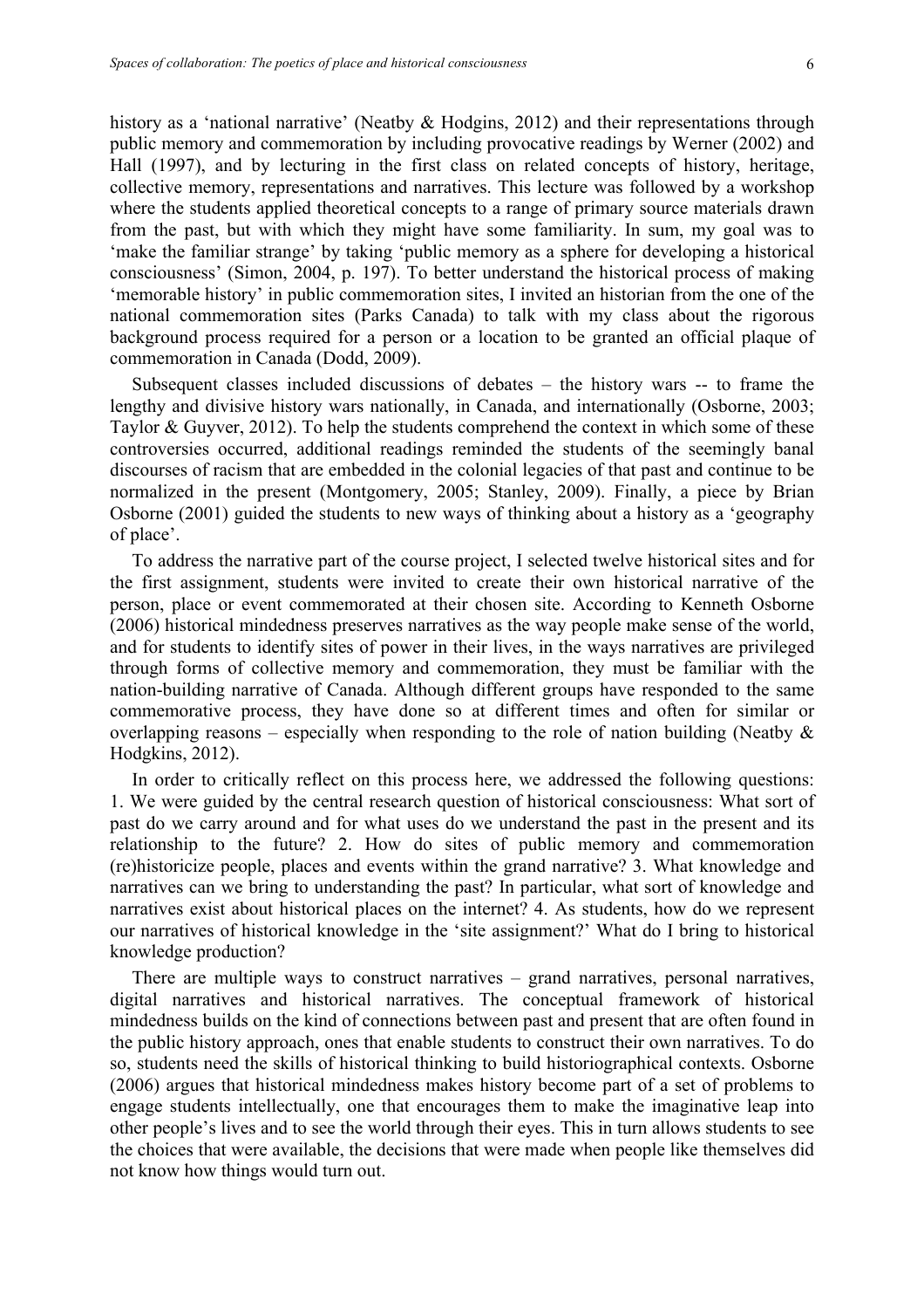history as a 'national narrative' (Neatby & Hodgins, 2012) and their representations through public memory and commemoration by including provocative readings by Werner (2002) and Hall (1997), and by lecturing in the first class on related concepts of history, heritage, collective memory, representations and narratives. This lecture was followed by a workshop where the students applied theoretical concepts to a range of primary source materials drawn from the past, but with which they might have some familiarity. In sum, my goal was to 'make the familiar strange' by taking 'public memory as a sphere for developing a historical consciousness' (Simon, 2004, p. 197). To better understand the historical process of making 'memorable history' in public commemoration sites, I invited an historian from the one of the national commemoration sites (Parks Canada) to talk with my class about the rigorous background process required for a person or a location to be granted an official plaque of commemoration in Canada (Dodd, 2009).

Subsequent classes included discussions of debates – the history wars -- to frame the lengthy and divisive history wars nationally, in Canada, and internationally (Osborne, 2003; Taylor & Guyver, 2012). To help the students comprehend the context in which some of these controversies occurred, additional readings reminded the students of the seemingly banal discourses of racism that are embedded in the colonial legacies of that past and continue to be normalized in the present (Montgomery, 2005; Stanley, 2009). Finally, a piece by Brian Osborne (2001) guided the students to new ways of thinking about a history as a 'geography of place'.

To address the narrative part of the course project, I selected twelve historical sites and for the first assignment, students were invited to create their own historical narrative of the person, place or event commemorated at their chosen site. According to Kenneth Osborne (2006) historical mindedness preserves narratives as the way people make sense of the world, and for students to identify sites of power in their lives, in the ways narratives are privileged through forms of collective memory and commemoration, they must be familiar with the nation-building narrative of Canada. Although different groups have responded to the same commemorative process, they have done so at different times and often for similar or overlapping reasons – especially when responding to the role of nation building (Neatby & Hodgkins, 2012).

In order to critically reflect on this process here, we addressed the following questions: 1. We were guided by the central research question of historical consciousness: What sort of past do we carry around and for what uses do we understand the past in the present and its relationship to the future? 2. How do sites of public memory and commemoration (re)historicize people, places and events within the grand narrative? 3. What knowledge and narratives can we bring to understanding the past? In particular, what sort of knowledge and narratives exist about historical places on the internet? 4. As students, how do we represent our narratives of historical knowledge in the 'site assignment?' What do I bring to historical knowledge production?

There are multiple ways to construct narratives – grand narratives, personal narratives, digital narratives and historical narratives. The conceptual framework of historical mindedness builds on the kind of connections between past and present that are often found in the public history approach, ones that enable students to construct their own narratives. To do so, students need the skills of historical thinking to build historiographical contexts. Osborne (2006) argues that historical mindedness makes history become part of a set of problems to engage students intellectually, one that encourages them to make the imaginative leap into other people's lives and to see the world through their eyes. This in turn allows students to see the choices that were available, the decisions that were made when people like themselves did not know how things would turn out.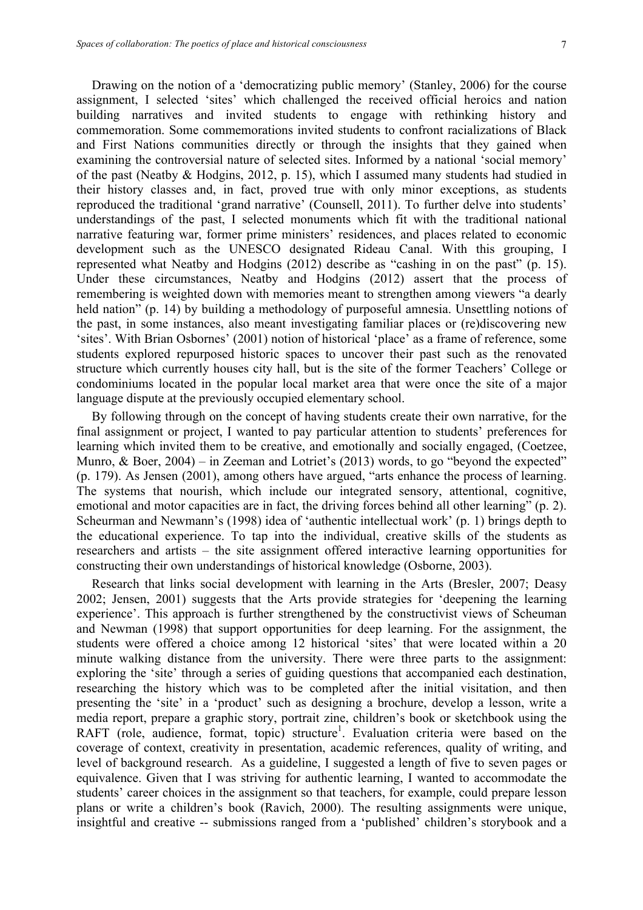Drawing on the notion of a 'democratizing public memory' (Stanley, 2006) for the course assignment, I selected 'sites' which challenged the received official heroics and nation building narratives and invited students to engage with rethinking history and commemoration. Some commemorations invited students to confront racializations of Black and First Nations communities directly or through the insights that they gained when examining the controversial nature of selected sites. Informed by a national 'social memory' of the past (Neatby & Hodgins, 2012, p. 15), which I assumed many students had studied in their history classes and, in fact, proved true with only minor exceptions, as students reproduced the traditional 'grand narrative' (Counsell, 2011). To further delve into students' understandings of the past, I selected monuments which fit with the traditional national narrative featuring war, former prime ministers' residences, and places related to economic development such as the UNESCO designated Rideau Canal. With this grouping, I represented what Neatby and Hodgins (2012) describe as "cashing in on the past" (p. 15). Under these circumstances, Neatby and Hodgins (2012) assert that the process of remembering is weighted down with memories meant to strengthen among viewers "a dearly held nation" (p. 14) by building a methodology of purposeful amnesia. Unsettling notions of the past, in some instances, also meant investigating familiar places or (re)discovering new 'sites'. With Brian Osbornes' (2001) notion of historical 'place' as a frame of reference, some students explored repurposed historic spaces to uncover their past such as the renovated structure which currently houses city hall, but is the site of the former Teachers' College or condominiums located in the popular local market area that were once the site of a major language dispute at the previously occupied elementary school.

By following through on the concept of having students create their own narrative, for the final assignment or project, I wanted to pay particular attention to students' preferences for learning which invited them to be creative, and emotionally and socially engaged, (Coetzee, Munro, & Boer, 2004) – in Zeeman and Lotriet's (2013) words, to go "beyond the expected" (p. 179). As Jensen (2001), among others have argued, "arts enhance the process of learning. The systems that nourish, which include our integrated sensory, attentional, cognitive, emotional and motor capacities are in fact, the driving forces behind all other learning" (p. 2). Scheurman and Newmann's (1998) idea of 'authentic intellectual work' (p. 1) brings depth to the educational experience. To tap into the individual, creative skills of the students as researchers and artists – the site assignment offered interactive learning opportunities for constructing their own understandings of historical knowledge (Osborne, 2003).

Research that links social development with learning in the Arts (Bresler, 2007; Deasy 2002; Jensen, 2001) suggests that the Arts provide strategies for 'deepening the learning experience'. This approach is further strengthened by the constructivist views of Scheuman and Newman (1998) that support opportunities for deep learning. For the assignment, the students were offered a choice among 12 historical 'sites' that were located within a 20 minute walking distance from the university. There were three parts to the assignment: exploring the 'site' through a series of guiding questions that accompanied each destination, researching the history which was to be completed after the initial visitation, and then presenting the 'site' in a 'product' such as designing a brochure, develop a lesson, write a media report, prepare a graphic story, portrait zine, children's book or sketchbook using the RAFT (role, audience, format, topic) structure[1]. Evaluation criteria were based on the coverage of context, creativity in presentation, academic references, quality of writing, and level of background research. As a guideline, I suggested a length of five to seven pages or equivalence. Given that I was striving for authentic learning, I wanted to accommodate the students' career choices in the assignment so that teachers, for example, could prepare lesson plans or write a children's book (Ravich, 2000). The resulting assignments were unique, insightful and creative -- submissions ranged from a 'published' children's storybook and a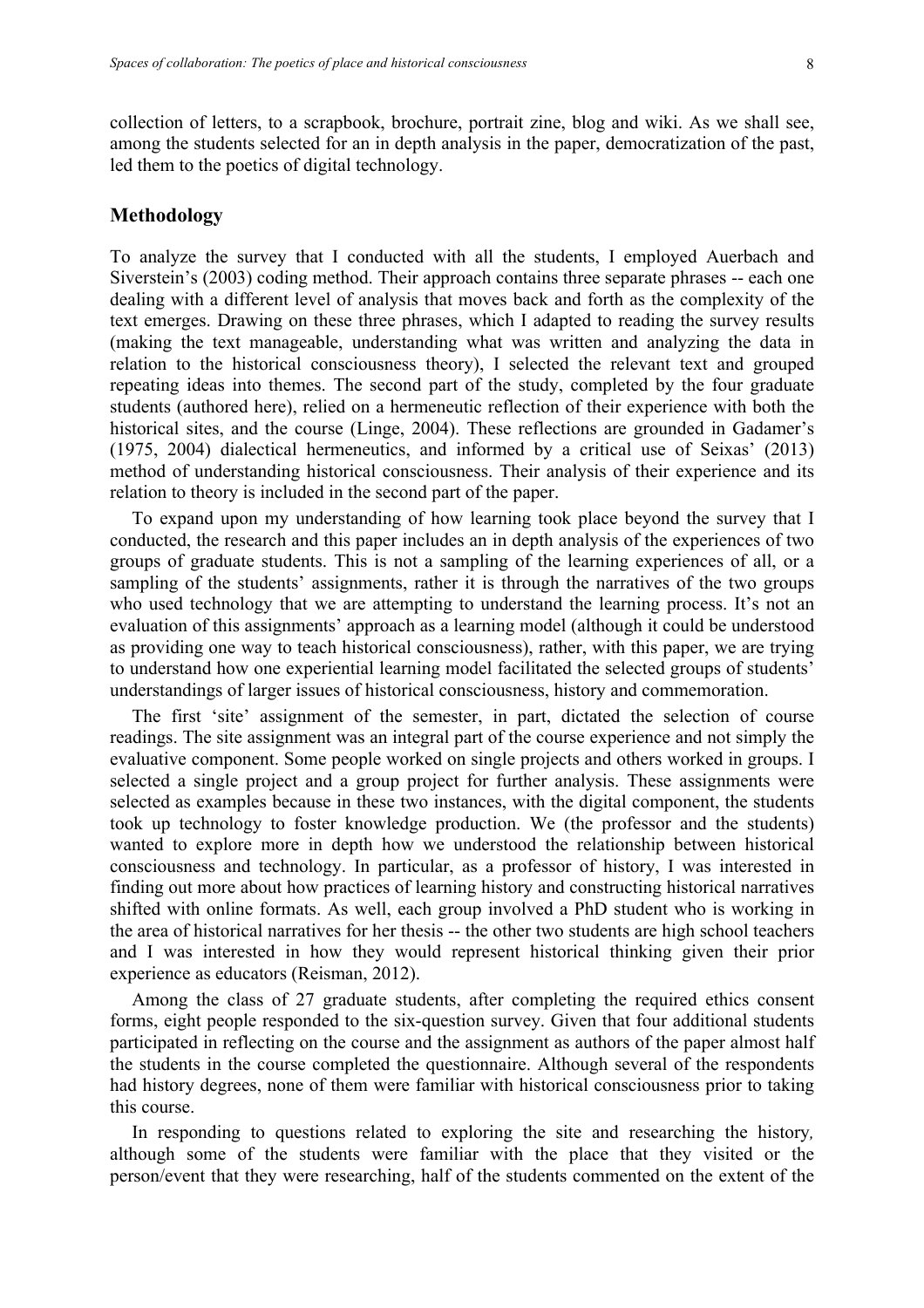collection of letters, to a scrapbook, brochure, portrait zine, blog and wiki. As we shall see, among the students selected for an in depth analysis in the paper, democratization of the past, led them to the poetics of digital technology.

## Methodology

To analyze the survey that I conducted with all the students, I employed Auerbach and Siverstein's (2003) coding method. Their approach contains three separate phrases -- each one dealing with a different level of analysis that moves back and forth as the complexity of the text emerges. Drawing on these three phrases, which I adapted to reading the survey results (making the text manageable, understanding what was written and analyzing the data in relation to the historical consciousness theory), I selected the relevant text and grouped repeating ideas into themes. The second part of the study, completed by the four graduate students (authored here), relied on a hermeneutic reflection of their experience with both the historical sites, and the course (Linge, 2004). These reflections are grounded in Gadamer's (1975, 2004) dialectical hermeneutics, and informed by a critical use of Seixas' (2013) method of understanding historical consciousness. Their analysis of their experience and its relation to theory is included in the second part of the paper.

To expand upon my understanding of how learning took place beyond the survey that I conducted, the research and this paper includes an in depth analysis of the experiences of two groups of graduate students. This is not a sampling of the learning experiences of all, or a sampling of the students' assignments, rather it is through the narratives of the two groups who used technology that we are attempting to understand the learning process. It's not an evaluation of this assignments' approach as a learning model (although it could be understood as providing one way to teach historical consciousness), rather, with this paper, we are trying to understand how one experiential learning model facilitated the selected groups of students' understandings of larger issues of historical consciousness, history and commemoration.

The first 'site' assignment of the semester, in part, dictated the selection of course readings. The site assignment was an integral part of the course experience and not simply the evaluative component. Some people worked on single projects and others worked in groups. I selected a single project and a group project for further analysis. These assignments were selected as examples because in these two instances, with the digital component, the students took up technology to foster knowledge production. We (the professor and the students) wanted to explore more in depth how we understood the relationship between historical consciousness and technology. In particular, as a professor of history, I was interested in finding out more about how practices of learning history and constructing historical narratives shifted with online formats. As well, each group involved a PhD student who is working in the area of historical narratives for her thesis -- the other two students are high school teachers and I was interested in how they would represent historical thinking given their prior experience as educators (Reisman, 2012).

Among the class of 27 graduate students, after completing the required ethics consent forms, eight people responded to the six-question survey. Given that four additional students participated in reflecting on the course and the assignment as authors of the paper almost half the students in the course completed the questionnaire. Although several of the respondents had history degrees, none of them were familiar with historical consciousness prior to taking this course.

In responding to questions related to exploring the site and researching the history*,* although some of the students were familiar with the place that they visited or the person/event that they were researching, half of the students commented on the extent of the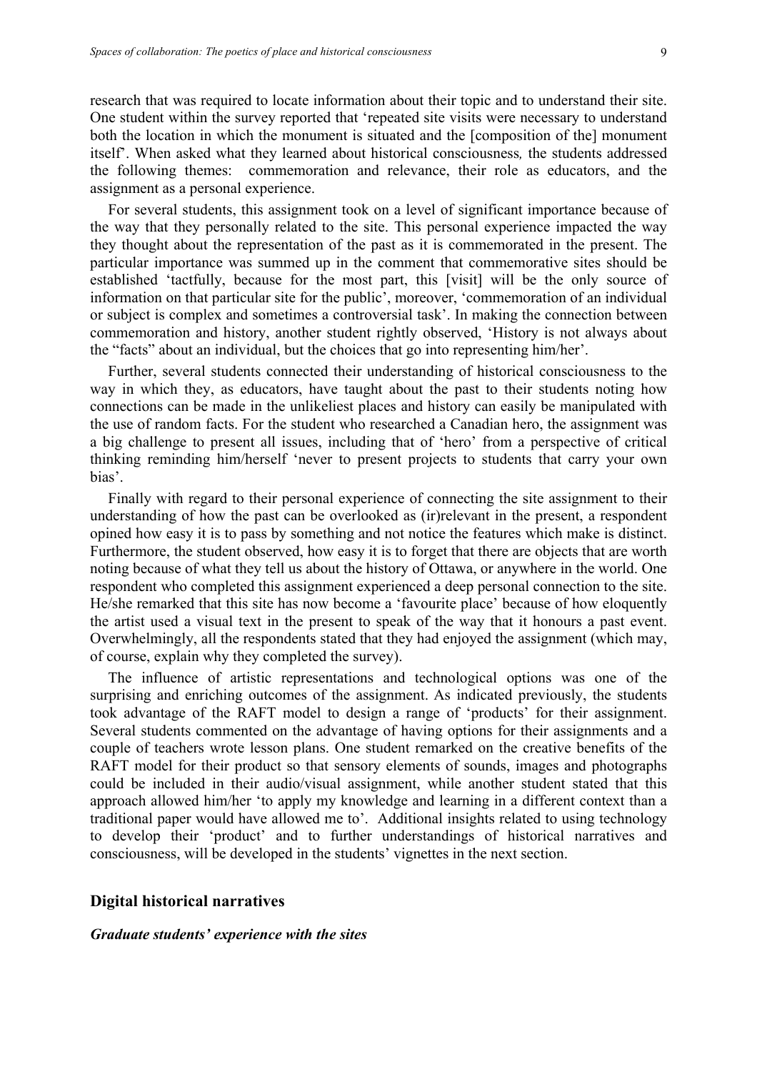research that was required to locate information about their topic and to understand their site. One student within the survey reported that 'repeated site visits were necessary to understand both the location in which the monument is situated and the [composition of the] monument itself'. When asked what they learned about historical consciousness*,* the students addressed the following themes: commemoration and relevance, their role as educators, and the assignment as a personal experience.

For several students, this assignment took on a level of significant importance because of the way that they personally related to the site. This personal experience impacted the way they thought about the representation of the past as it is commemorated in the present. The particular importance was summed up in the comment that commemorative sites should be established 'tactfully, because for the most part, this [visit] will be the only source of information on that particular site for the public', moreover, 'commemoration of an individual or subject is complex and sometimes a controversial task'. In making the connection between commemoration and history, another student rightly observed, 'History is not always about the "facts" about an individual, but the choices that go into representing him/her'.

Further, several students connected their understanding of historical consciousness to the way in which they, as educators, have taught about the past to their students noting how connections can be made in the unlikeliest places and history can easily be manipulated with the use of random facts. For the student who researched a Canadian hero, the assignment was a big challenge to present all issues, including that of 'hero' from a perspective of critical thinking reminding him/herself 'never to present projects to students that carry your own bias'.

Finally with regard to their personal experience of connecting the site assignment to their understanding of how the past can be overlooked as (ir)relevant in the present, a respondent opined how easy it is to pass by something and not notice the features which make is distinct. Furthermore, the student observed, how easy it is to forget that there are objects that are worth noting because of what they tell us about the history of Ottawa, or anywhere in the world. One respondent who completed this assignment experienced a deep personal connection to the site. He/she remarked that this site has now become a 'favourite place' because of how eloquently the artist used a visual text in the present to speak of the way that it honours a past event. Overwhelmingly, all the respondents stated that they had enjoyed the assignment (which may, of course, explain why they completed the survey).

The influence of artistic representations and technological options was one of the surprising and enriching outcomes of the assignment. As indicated previously, the students took advantage of the RAFT model to design a range of 'products' for their assignment. Several students commented on the advantage of having options for their assignments and a couple of teachers wrote lesson plans. One student remarked on the creative benefits of the RAFT model for their product so that sensory elements of sounds, images and photographs could be included in their audio/visual assignment, while another student stated that this approach allowed him/her 'to apply my knowledge and learning in a different context than a traditional paper would have allowed me to'. Additional insights related to using technology to develop their 'product' and to further understandings of historical narratives and consciousness, will be developed in the students' vignettes in the next section.

## Digital historical narratives

### *Graduate students' experience with the sites*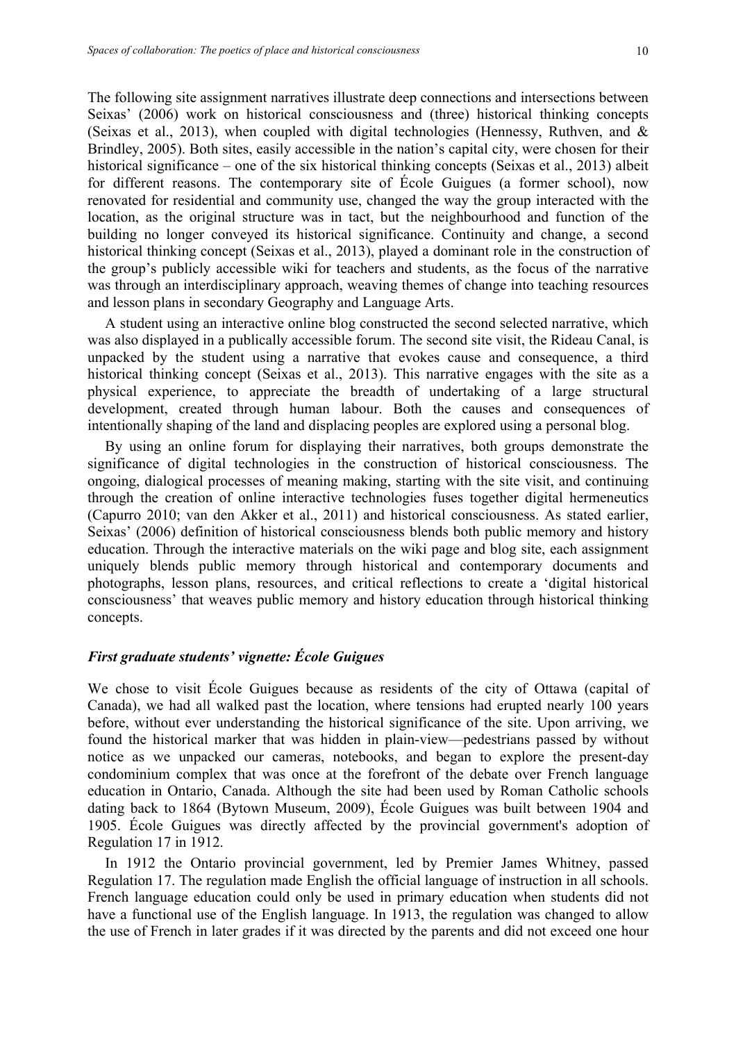The following site assignment narratives illustrate deep connections and intersections between Seixas' (2006) work on historical consciousness and (three) historical thinking concepts (Seixas et al., 2013), when coupled with digital technologies (Hennessy, Ruthven, and & Brindley, 2005). Both sites, easily accessible in the nation's capital city, were chosen for their historical significance – one of the six historical thinking concepts (Seixas et al., 2013) albeit for different reasons. The contemporary site of École Guigues (a former school), now renovated for residential and community use, changed the way the group interacted with the location, as the original structure was in tact, but the neighbourhood and function of the building no longer conveyed its historical significance. Continuity and change, a second historical thinking concept (Seixas et al., 2013), played a dominant role in the construction of the group's publicly accessible wiki for teachers and students, as the focus of the narrative was through an interdisciplinary approach, weaving themes of change into teaching resources and lesson plans in secondary Geography and Language Arts.

A student using an interactive online blog constructed the second selected narrative, which was also displayed in a publically accessible forum. The second site visit, the Rideau Canal, is unpacked by the student using a narrative that evokes cause and consequence, a third historical thinking concept (Seixas et al., 2013). This narrative engages with the site as a physical experience, to appreciate the breadth of undertaking of a large structural development, created through human labour. Both the causes and consequences of intentionally shaping of the land and displacing peoples are explored using a personal blog.

By using an online forum for displaying their narratives, both groups demonstrate the significance of digital technologies in the construction of historical consciousness. The ongoing, dialogical processes of meaning making, starting with the site visit, and continuing through the creation of online interactive technologies fuses together digital hermeneutics (Capurro 2010; van den Akker et al., 2011) and historical consciousness. As stated earlier, Seixas' (2006) definition of historical consciousness blends both public memory and history education. Through the interactive materials on the wiki page and blog site, each assignment uniquely blends public memory through historical and contemporary documents and photographs, lesson plans, resources, and critical reflections to create a 'digital historical consciousness' that weaves public memory and history education through historical thinking concepts.

### *First graduate students' vignette: École Guigues*

We chose to visit École Guigues because as residents of the city of Ottawa (capital of Canada), we had all walked past the location, where tensions had erupted nearly 100 years before, without ever understanding the historical significance of the site. Upon arriving, we found the historical marker that was hidden in plain-view—pedestrians passed by without notice as we unpacked our cameras, notebooks, and began to explore the present-day condominium complex that was once at the forefront of the debate over French language education in Ontario, Canada. Although the site had been used by Roman Catholic schools dating back to 1864 (Bytown Museum, 2009), École Guigues was built between 1904 and 1905. École Guigues was directly affected by the provincial government's adoption of Regulation 17 in 1912.

In 1912 the Ontario provincial government, led by Premier James Whitney, passed Regulation 17. The regulation made English the official language of instruction in all schools. French language education could only be used in primary education when students did not have a functional use of the English language. In 1913, the regulation was changed to allow the use of French in later grades if it was directed by the parents and did not exceed one hour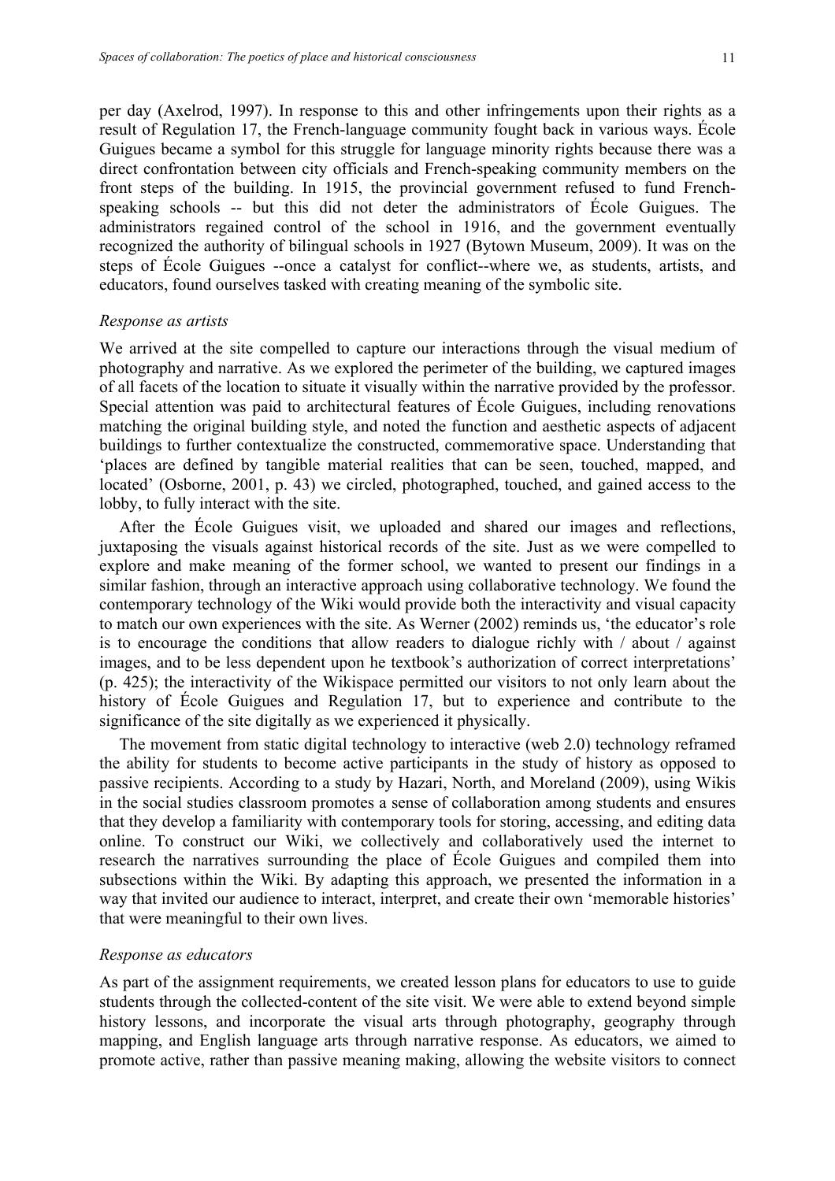per day (Axelrod, 1997). In response to this and other infringements upon their rights as a result of Regulation 17, the French-language community fought back in various ways. École Guigues became a symbol for this struggle for language minority rights because there was a direct confrontation between city officials and French-speaking community members on the front steps of the building. In 1915, the provincial government refused to fund French-speaking schools -- but this did not deter the administrators of École Guigues. The administrators regained control of the school in 1916, and the government eventually recognized the authority of bilingual schools in 1927 (Bytown Museum, 2009). It was on the steps of École Guigues --once a catalyst for conflict--where we, as students, artists, and educators, found ourselves tasked with creating meaning of the symbolic site.

### *Response as artists*

We arrived at the site compelled to capture our interactions through the visual medium of photography and narrative. As we explored the perimeter of the building, we captured images of all facets of the location to situate it visually within the narrative provided by the professor. Special attention was paid to architectural features of École Guigues, including renovations matching the original building style, and noted the function and aesthetic aspects of adjacent buildings to further contextualize the constructed, commemorative space. Understanding that 'places are defined by tangible material realities that can be seen, touched, mapped, and located' (Osborne, 2001, p. 43) we circled, photographed, touched, and gained access to the lobby, to fully interact with the site.

After the École Guigues visit, we uploaded and shared our images and reflections, juxtaposing the visuals against historical records of the site. Just as we were compelled to explore and make meaning of the former school, we wanted to present our findings in a similar fashion, through an interactive approach using collaborative technology. We found the contemporary technology of the Wiki would provide both the interactivity and visual capacity to match our own experiences with the site. As Werner (2002) reminds us, 'the educator's role is to encourage the conditions that allow readers to dialogue richly with / about / against images, and to be less dependent upon he textbook's authorization of correct interpretations' (p. 425); the interactivity of the Wikispace permitted our visitors to not only learn about the history of École Guigues and Regulation 17, but to experience and contribute to the significance of the site digitally as we experienced it physically.

The movement from static digital technology to interactive (web 2.0) technology reframed the ability for students to become active participants in the study of history as opposed to passive recipients. According to a study by Hazari, North, and Moreland (2009), using Wikis in the social studies classroom promotes a sense of collaboration among students and ensures that they develop a familiarity with contemporary tools for storing, accessing, and editing data online. To construct our Wiki, we collectively and collaboratively used the internet to research the narratives surrounding the place of École Guigues and compiled them into subsections within the Wiki. By adapting this approach, we presented the information in a way that invited our audience to interact, interpret, and create their own 'memorable histories' that were meaningful to their own lives.

### *Response as educators*

As part of the assignment requirements, we created lesson plans for educators to use to guide students through the collected-content of the site visit. We were able to extend beyond simple history lessons, and incorporate the visual arts through photography, geography through mapping, and English language arts through narrative response. As educators, we aimed to promote active, rather than passive meaning making, allowing the website visitors to connect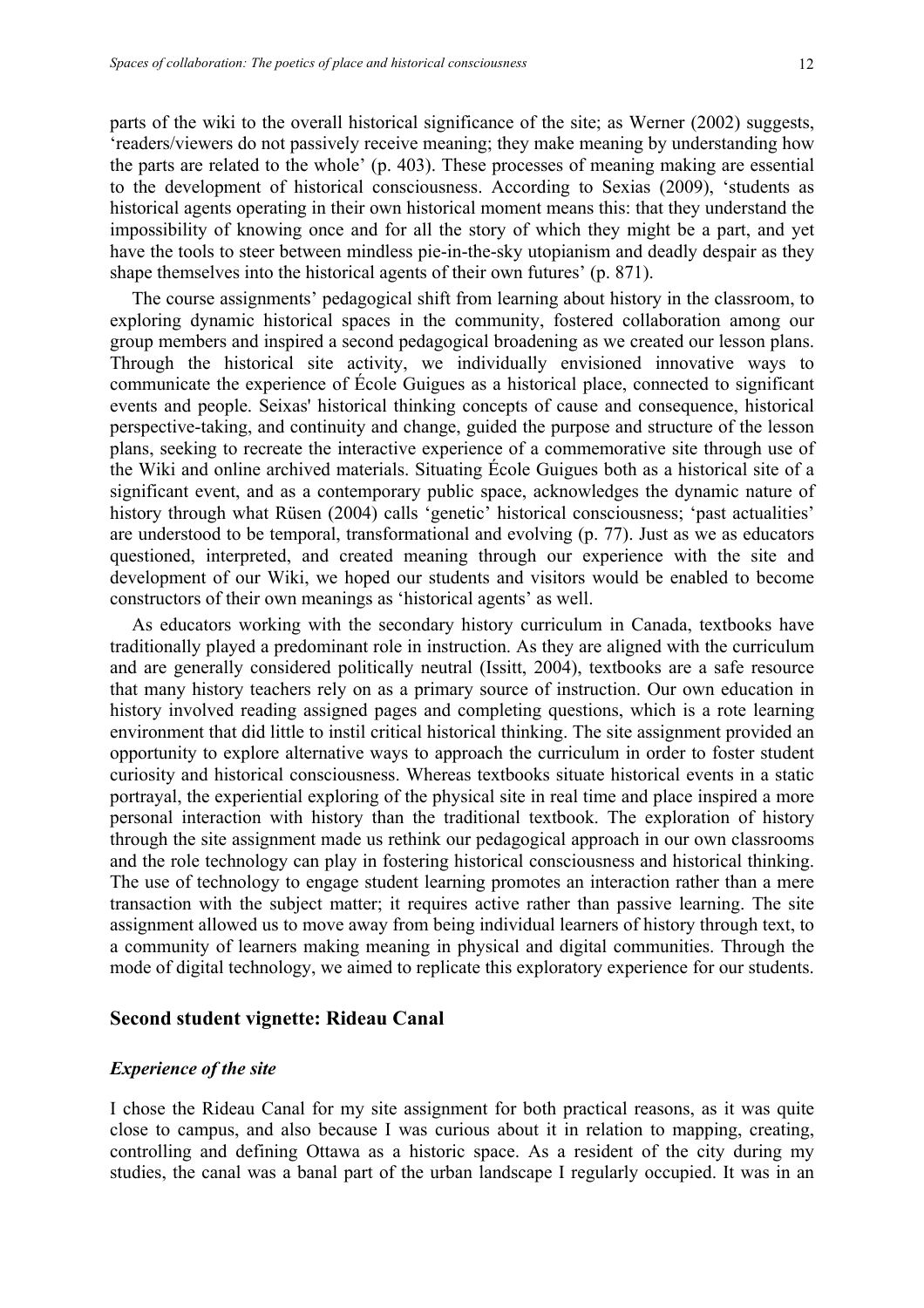parts of the wiki to the overall historical significance of the site; as Werner (2002) suggests, 'readers/viewers do not passively receive meaning; they make meaning by understanding how the parts are related to the whole' (p. 403). These processes of meaning making are essential to the development of historical consciousness. According to Sexias (2009), 'students as historical agents operating in their own historical moment means this: that they understand the impossibility of knowing once and for all the story of which they might be a part, and yet have the tools to steer between mindless pie-in-the-sky utopianism and deadly despair as they shape themselves into the historical agents of their own futures' (p. 871).

The course assignments' pedagogical shift from learning about history in the classroom, to exploring dynamic historical spaces in the community, fostered collaboration among our group members and inspired a second pedagogical broadening as we created our lesson plans. Through the historical site activity, we individually envisioned innovative ways to communicate the experience of École Guigues as a historical place, connected to significant events and people. Seixas' historical thinking concepts of cause and consequence, historical perspective-taking, and continuity and change, guided the purpose and structure of the lesson plans, seeking to recreate the interactive experience of a commemorative site through use of the Wiki and online archived materials. Situating École Guigues both as a historical site of a significant event, and as a contemporary public space, acknowledges the dynamic nature of history through what Rüsen (2004) calls 'genetic' historical consciousness; 'past actualities' are understood to be temporal, transformational and evolving (p. 77). Just as we as educators questioned, interpreted, and created meaning through our experience with the site and development of our Wiki, we hoped our students and visitors would be enabled to become constructors of their own meanings as 'historical agents' as well.

As educators working with the secondary history curriculum in Canada, textbooks have traditionally played a predominant role in instruction. As they are aligned with the curriculum and are generally considered politically neutral (Issitt, 2004), textbooks are a safe resource that many history teachers rely on as a primary source of instruction. Our own education in history involved reading assigned pages and completing questions, which is a rote learning environment that did little to instil critical historical thinking. The site assignment provided an opportunity to explore alternative ways to approach the curriculum in order to foster student curiosity and historical consciousness. Whereas textbooks situate historical events in a static portrayal, the experiential exploring of the physical site in real time and place inspired a more personal interaction with history than the traditional textbook. The exploration of history through the site assignment made us rethink our pedagogical approach in our own classrooms and the role technology can play in fostering historical consciousness and historical thinking. The use of technology to engage student learning promotes an interaction rather than a mere transaction with the subject matter; it requires active rather than passive learning. The site assignment allowed us to move away from being individual learners of history through text, to a community of learners making meaning in physical and digital communities. Through the mode of digital technology, we aimed to replicate this exploratory experience for our students.

## Second student vignette: Rideau Canal

### *Experience of the site*

I chose the Rideau Canal for my site assignment for both practical reasons, as it was quite close to campus, and also because I was curious about it in relation to mapping, creating, controlling and defining Ottawa as a historic space. As a resident of the city during my studies, the canal was a banal part of the urban landscape I regularly occupied. It was in an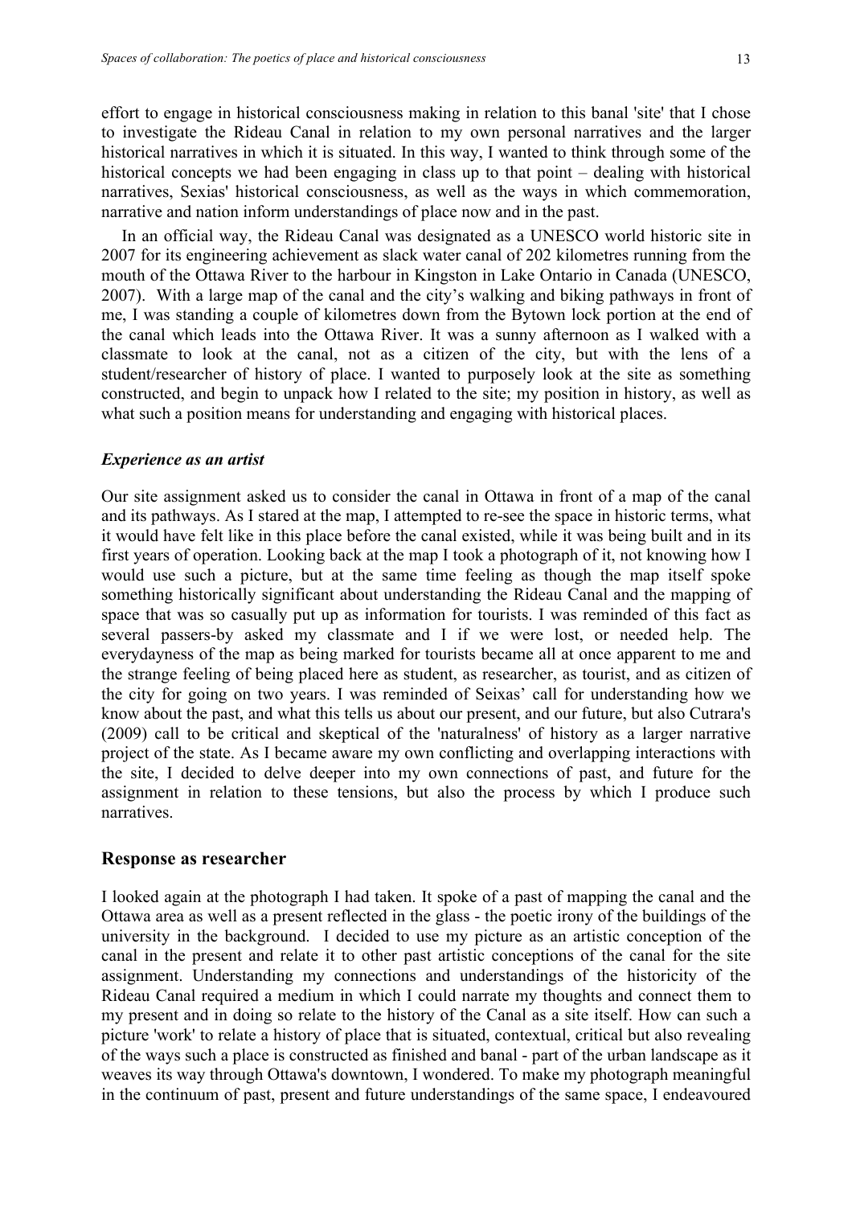effort to engage in historical consciousness making in relation to this banal 'site' that I chose to investigate the Rideau Canal in relation to my own personal narratives and the larger historical narratives in which it is situated. In this way, I wanted to think through some of the historical concepts we had been engaging in class up to that point – dealing with historical narratives, Sexias' historical consciousness, as well as the ways in which commemoration, narrative and nation inform understandings of place now and in the past.

In an official way, the Rideau Canal was designated as a UNESCO world historic site in 2007 for its engineering achievement as slack water canal of 202 kilometres running from the mouth of the Ottawa River to the harbour in Kingston in Lake Ontario in Canada (UNESCO, 2007). With a large map of the canal and the city's walking and biking pathways in front of me, I was standing a couple of kilometres down from the Bytown lock portion at the end of the canal which leads into the Ottawa River. It was a sunny afternoon as I walked with a classmate to look at the canal, not as a citizen of the city, but with the lens of a student/researcher of history of place. I wanted to purposely look at the site as something constructed, and begin to unpack how I related to the site; my position in history, as well as what such a position means for understanding and engaging with historical places.

### *Experience as an artist*

Our site assignment asked us to consider the canal in Ottawa in front of a map of the canal and its pathways. As I stared at the map, I attempted to re-see the space in historic terms, what it would have felt like in this place before the canal existed, while it was being built and in its first years of operation. Looking back at the map I took a photograph of it, not knowing how I would use such a picture, but at the same time feeling as though the map itself spoke something historically significant about understanding the Rideau Canal and the mapping of space that was so casually put up as information for tourists. I was reminded of this fact as several passers-by asked my classmate and I if we were lost, or needed help. The everydayness of the map as being marked for tourists became all at once apparent to me and the strange feeling of being placed here as student, as researcher, as tourist, and as citizen of the city for going on two years. I was reminded of Seixas' call for understanding how we know about the past, and what this tells us about our present, and our future, but also Cutrara's (2009) call to be critical and skeptical of the 'naturalness' of history as a larger narrative project of the state. As I became aware my own conflicting and overlapping interactions with the site, I decided to delve deeper into my own connections of past, and future for the assignment in relation to these tensions, but also the process by which I produce such narratives.

## Response as researcher

I looked again at the photograph I had taken. It spoke of a past of mapping the canal and the Ottawa area as well as a present reflected in the glass - the poetic irony of the buildings of the university in the background. I decided to use my picture as an artistic conception of the canal in the present and relate it to other past artistic conceptions of the canal for the site assignment. Understanding my connections and understandings of the historicity of the Rideau Canal required a medium in which I could narrate my thoughts and connect them to my present and in doing so relate to the history of the Canal as a site itself. How can such a picture 'work' to relate a history of place that is situated, contextual, critical but also revealing of the ways such a place is constructed as finished and banal - part of the urban landscape as it weaves its way through Ottawa's downtown, I wondered. To make my photograph meaningful in the continuum of past, present and future understandings of the same space, I endeavoured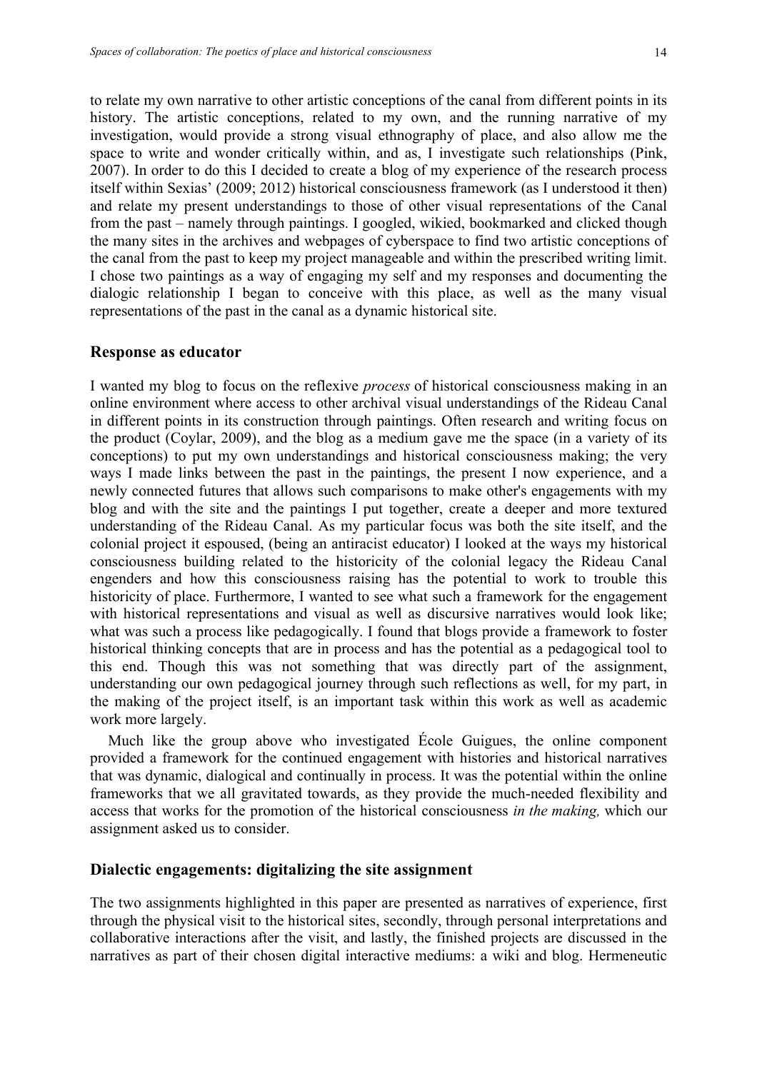to relate my own narrative to other artistic conceptions of the canal from different points in its history. The artistic conceptions, related to my own, and the running narrative of my investigation, would provide a strong visual ethnography of place, and also allow me the space to write and wonder critically within, and as, I investigate such relationships (Pink, 2007). In order to do this I decided to create a blog of my experience of the research process itself within Sexias' (2009; 2012) historical consciousness framework (as I understood it then) and relate my present understandings to those of other visual representations of the Canal from the past – namely through paintings. I googled, wikied, bookmarked and clicked though the many sites in the archives and webpages of cyberspace to find two artistic conceptions of the canal from the past to keep my project manageable and within the prescribed writing limit. I chose two paintings as a way of engaging my self and my responses and documenting the dialogic relationship I began to conceive with this place, as well as the many visual representations of the past in the canal as a dynamic historical site.

## Response as educator

I wanted my blog to focus on the reflexive *process* of historical consciousness making in an online environment where access to other archival visual understandings of the Rideau Canal in different points in its construction through paintings. Often research and writing focus on the product (Coylar, 2009), and the blog as a medium gave me the space (in a variety of its conceptions) to put my own understandings and historical consciousness making; the very ways I made links between the past in the paintings, the present I now experience, and a newly connected futures that allows such comparisons to make other's engagements with my blog and with the site and the paintings I put together, create a deeper and more textured understanding of the Rideau Canal. As my particular focus was both the site itself, and the colonial project it espoused, (being an antiracist educator) I looked at the ways my historical consciousness building related to the historicity of the colonial legacy the Rideau Canal engenders and how this consciousness raising has the potential to work to trouble this historicity of place. Furthermore, I wanted to see what such a framework for the engagement with historical representations and visual as well as discursive narratives would look like; what was such a process like pedagogically. I found that blogs provide a framework to foster historical thinking concepts that are in process and has the potential as a pedagogical tool to this end. Though this was not something that was directly part of the assignment, understanding our own pedagogical journey through such reflections as well, for my part, in the making of the project itself, is an important task within this work as well as academic work more largely.

Much like the group above who investigated École Guigues, the online component provided a framework for the continued engagement with histories and historical narratives that was dynamic, dialogical and continually in process. It was the potential within the online frameworks that we all gravitated towards, as they provide the much-needed flexibility and access that works for the promotion of the historical consciousness *in the making,* which our assignment asked us to consider.

## Dialectic engagements: digitalizing the site assignment

The two assignments highlighted in this paper are presented as narratives of experience, first through the physical visit to the historical sites, secondly, through personal interpretations and collaborative interactions after the visit, and lastly, the finished projects are discussed in the narratives as part of their chosen digital interactive mediums: a wiki and blog. Hermeneutic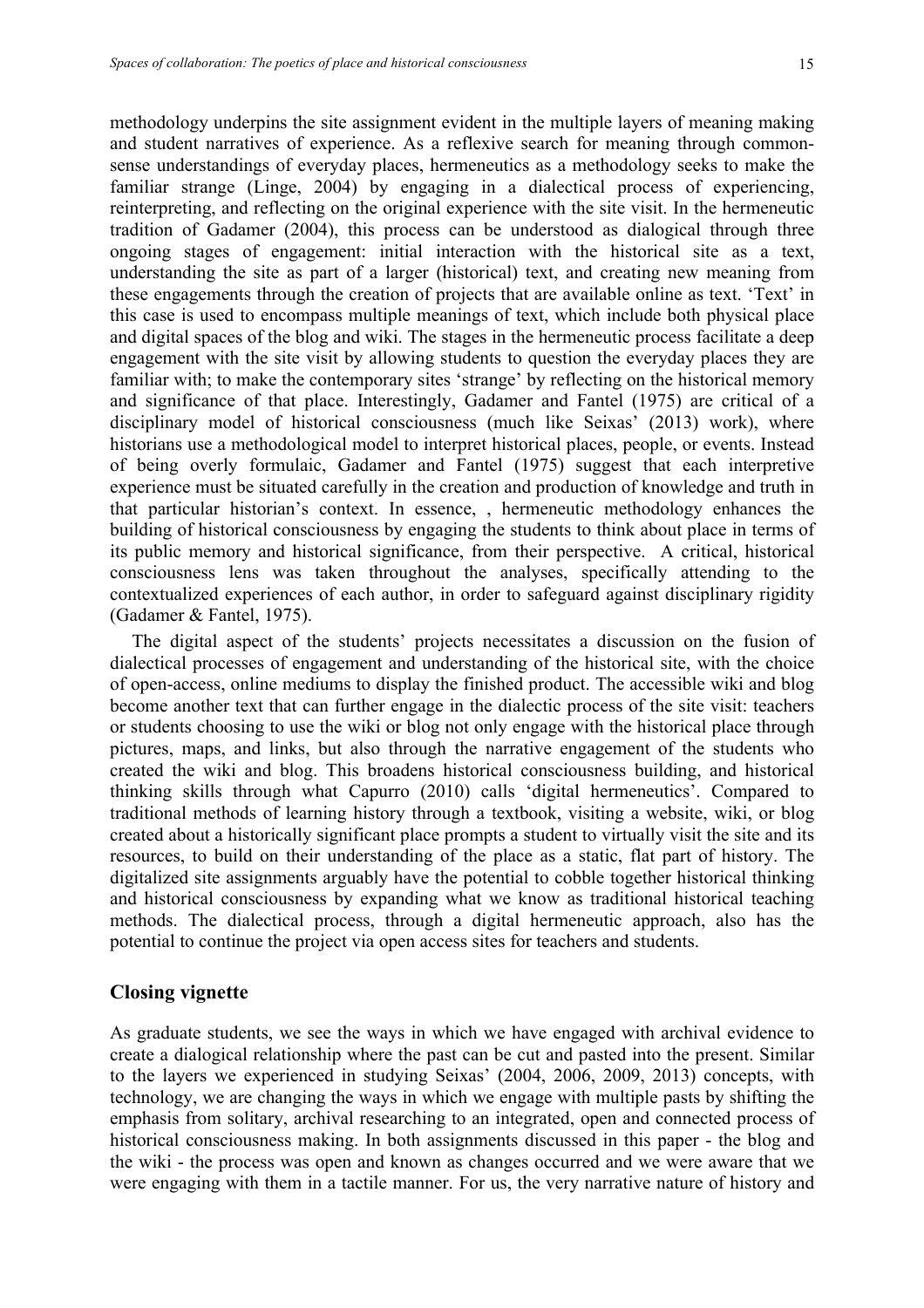methodology underpins the site assignment evident in the multiple layers of meaning making and student narratives of experience. As a reflexive search for meaning through common-sense understandings of everyday places, hermeneutics as a methodology seeks to make the familiar strange (Linge, 2004) by engaging in a dialectical process of experiencing, reinterpreting, and reflecting on the original experience with the site visit. In the hermeneutic tradition of Gadamer (2004), this process can be understood as dialogical through three ongoing stages of engagement: initial interaction with the historical site as a text, understanding the site as part of a larger (historical) text, and creating new meaning from these engagements through the creation of projects that are available online as text. 'Text' in this case is used to encompass multiple meanings of text, which include both physical place and digital spaces of the blog and wiki. The stages in the hermeneutic process facilitate a deep engagement with the site visit by allowing students to question the everyday places they are familiar with; to make the contemporary sites 'strange' by reflecting on the historical memory and significance of that place. Interestingly, Gadamer and Fantel (1975) are critical of a disciplinary model of historical consciousness (much like Seixas' (2013) work), where historians use a methodological model to interpret historical places, people, or events. Instead of being overly formulaic, Gadamer and Fantel (1975) suggest that each interpretive experience must be situated carefully in the creation and production of knowledge and truth in that particular historian's context. In essence, , hermeneutic methodology enhances the building of historical consciousness by engaging the students to think about place in terms of its public memory and historical significance, from their perspective. A critical, historical consciousness lens was taken throughout the analyses, specifically attending to the contextualized experiences of each author, in order to safeguard against disciplinary rigidity (Gadamer & Fantel, 1975).

The digital aspect of the students' projects necessitates a discussion on the fusion of dialectical processes of engagement and understanding of the historical site, with the choice of open-access, online mediums to display the finished product. The accessible wiki and blog become another text that can further engage in the dialectic process of the site visit: teachers or students choosing to use the wiki or blog not only engage with the historical place through pictures, maps, and links, but also through the narrative engagement of the students who created the wiki and blog. This broadens historical consciousness building, and historical thinking skills through what Capurro (2010) calls 'digital hermeneutics'. Compared to traditional methods of learning history through a textbook, visiting a website, wiki, or blog created about a historically significant place prompts a student to virtually visit the site and its resources, to build on their understanding of the place as a static, flat part of history. The digitalized site assignments arguably have the potential to cobble together historical thinking and historical consciousness by expanding what we know as traditional historical teaching methods. The dialectical process, through a digital hermeneutic approach, also has the potential to continue the project via open access sites for teachers and students.

## Closing vignette

As graduate students, we see the ways in which we have engaged with archival evidence to create a dialogical relationship where the past can be cut and pasted into the present. Similar to the layers we experienced in studying Seixas' (2004, 2006, 2009, 2013) concepts, with technology, we are changing the ways in which we engage with multiple pasts by shifting the emphasis from solitary, archival researching to an integrated, open and connected process of historical consciousness making. In both assignments discussed in this paper - the blog and the wiki - the process was open and known as changes occurred and we were aware that we were engaging with them in a tactile manner. For us, the very narrative nature of history and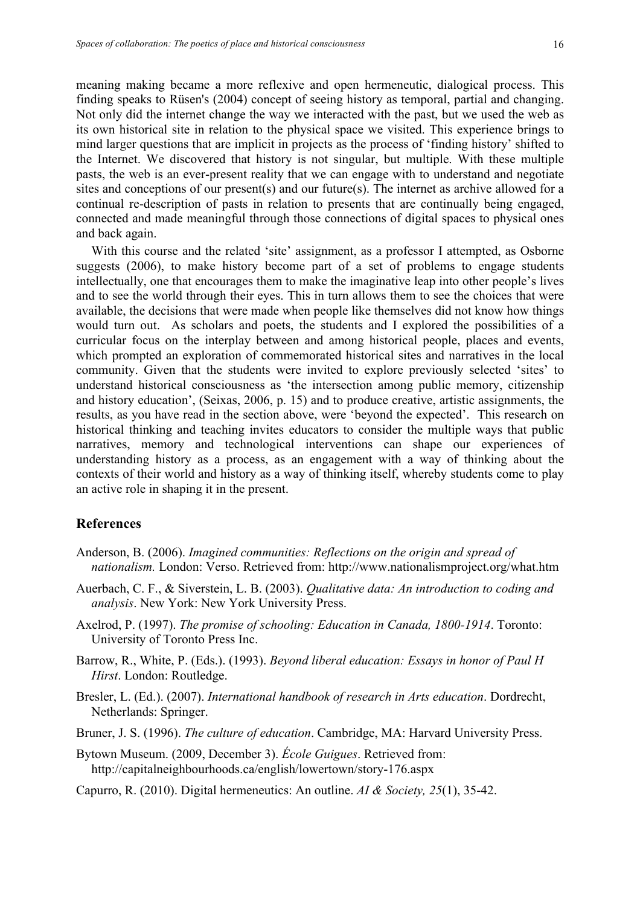meaning making became a more reflexive and open hermeneutic, dialogical process. This finding speaks to Rüsen's (2004) concept of seeing history as temporal, partial and changing. Not only did the internet change the way we interacted with the past, but we used the web as its own historical site in relation to the physical space we visited. This experience brings to mind larger questions that are implicit in projects as the process of 'finding history' shifted to the Internet. We discovered that history is not singular, but multiple. With these multiple pasts, the web is an ever-present reality that we can engage with to understand and negotiate sites and conceptions of our present(s) and our future(s). The internet as archive allowed for a continual re-description of pasts in relation to presents that are continually being engaged, connected and made meaningful through those connections of digital spaces to physical ones and back again.

With this course and the related 'site' assignment, as a professor I attempted, as Osborne suggests (2006), to make history become part of a set of problems to engage students intellectually, one that encourages them to make the imaginative leap into other people's lives and to see the world through their eyes. This in turn allows them to see the choices that were available, the decisions that were made when people like themselves did not know how things would turn out. As scholars and poets, the students and I explored the possibilities of a curricular focus on the interplay between and among historical people, places and events, which prompted an exploration of commemorated historical sites and narratives in the local community. Given that the students were invited to explore previously selected 'sites' to understand historical consciousness as 'the intersection among public memory, citizenship and history education', (Seixas, 2006, p. 15) and to produce creative, artistic assignments, the results, as you have read in the section above, were 'beyond the expected'. This research on historical thinking and teaching invites educators to consider the multiple ways that public narratives, memory and technological interventions can shape our experiences of understanding history as a process, as an engagement with a way of thinking about the contexts of their world and history as a way of thinking itself, whereby students come to play an active role in shaping it in the present.

## References

Anderson, B. (2006). *Imagined communities: Reflections on the origin and spread of nationalism.* London: Verso. Retrieved from: http://www.nationalismproject.org/what.htm

Auerbach, C. F., & Siverstein, L. B. (2003). *Qualitative data: An introduction to coding and analysis*. New York: New York University Press.

Axelrod, P. (1997). *The promise of schooling: Education in Canada, 1800-1914*. Toronto: University of Toronto Press Inc.

Barrow, R., White, P. (Eds.). (1993). *Beyond liberal education: Essays in honor of Paul H Hirst*. London: Routledge.

Bresler, L. (Ed.). (2007). *International handbook of research in Arts education*. Dordrecht, Netherlands: Springer.

Bruner, J. S. (1996). *The culture of education*. Cambridge, MA: Harvard University Press.

Bytown Museum. (2009, December 3). *École Guigues*. Retrieved from: http://capitalneighbourhoods.ca/english/lowertown/story-176.aspx

Capurro, R. (2010). Digital hermeneutics: An outline. *AI & Society, 25*(1), 35-42.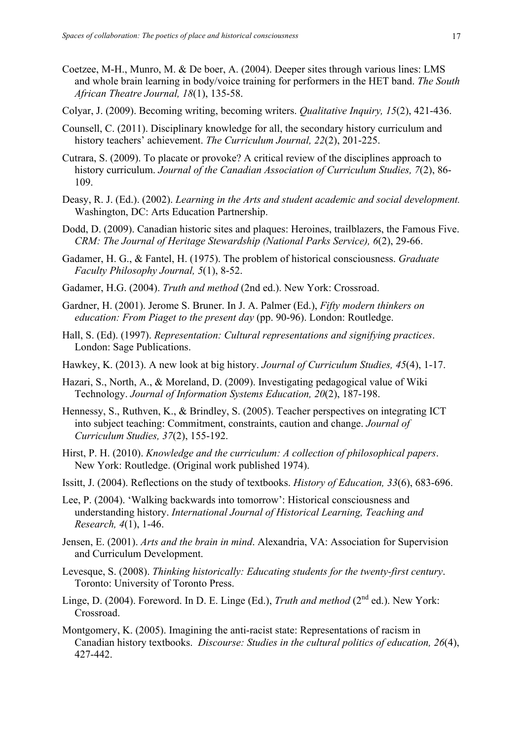Coetzee, M-H., Munro, M. & De boer, A. (2004). Deeper sites through various lines: LMS and whole brain learning in body/voice training for performers in the HET band. *The South African Theatre Journal, 18*(1), 135-58.

Colyar, J. (2009). Becoming writing, becoming writers. *Qualitative Inquiry, 15*(2), 421-436.

Counsell, C. (2011). Disciplinary knowledge for all, the secondary history curriculum and history teachers' achievement. *The Curriculum Journal, 22*(2), 201-225.

Cutrara, S. (2009). To placate or provoke? A critical review of the disciplines approach to history curriculum. *Journal of the Canadian Association of Curriculum Studies, 7*(2), 86-109.

Deasy, R. J. (Ed.). (2002). *Learning in the Arts and student academic and social development.* Washington, DC: Arts Education Partnership.

Dodd, D. (2009). Canadian historic sites and plaques: Heroines, trailblazers, the Famous Five. *CRM: The Journal of Heritage Stewardship (National Parks Service), 6*(2), 29-66.

Gadamer, H. G., & Fantel, H. (1975). The problem of historical consciousness. *Graduate Faculty Philosophy Journal, 5*(1), 8-52.

Gadamer, H.G. (2004). *Truth and method* (2nd ed.). New York: Crossroad.

Gardner, H. (2001). Jerome S. Bruner. In J. A. Palmer (Ed.), *Fifty modern thinkers on education: From Piaget to the present day* (pp. 90-96). London: Routledge.

Hall, S. (Ed). (1997). *Representation: Cultural representations and signifying practices*. London: Sage Publications.

Hawkey, K. (2013). A new look at big history. *Journal of Curriculum Studies, 45*(4), 1-17.

Hazari, S., North, A., & Moreland, D. (2009). Investigating pedagogical value of Wiki Technology. *Journal of Information Systems Education, 20*(2), 187-198.

Hennessy, S., Ruthven, K., & Brindley, S. (2005). Teacher perspectives on integrating ICT into subject teaching: Commitment, constraints, caution and change. *Journal of Curriculum Studies, 37*(2), 155-192.

Hirst, P. H. (2010). *Knowledge and the curriculum: A collection of philosophical papers*. New York: Routledge. (Original work published 1974).

Issitt, J. (2004). Reflections on the study of textbooks. *History of Education, 33*(6), 683-696.

Lee, P. (2004). 'Walking backwards into tomorrow': Historical consciousness and understanding history. *International Journal of Historical Learning, Teaching and Research, 4*(1), 1-46.

Jensen, E. (2001). *Arts and the brain in mind*. Alexandria, VA: Association for Supervision and Curriculum Development.

Levesque, S. (2008). *Thinking historically: Educating students for the twenty-first century*. Toronto: University of Toronto Press.

Linge, D. (2004). Foreword. In D. E. Linge (Ed.), *Truth and method* (2nd ed.). New York: Crossroad.

Montgomery, K. (2005). Imagining the anti-racist state: Representations of racism in Canadian history textbooks. *Discourse: Studies in the cultural politics of education, 26*(4), 427-442.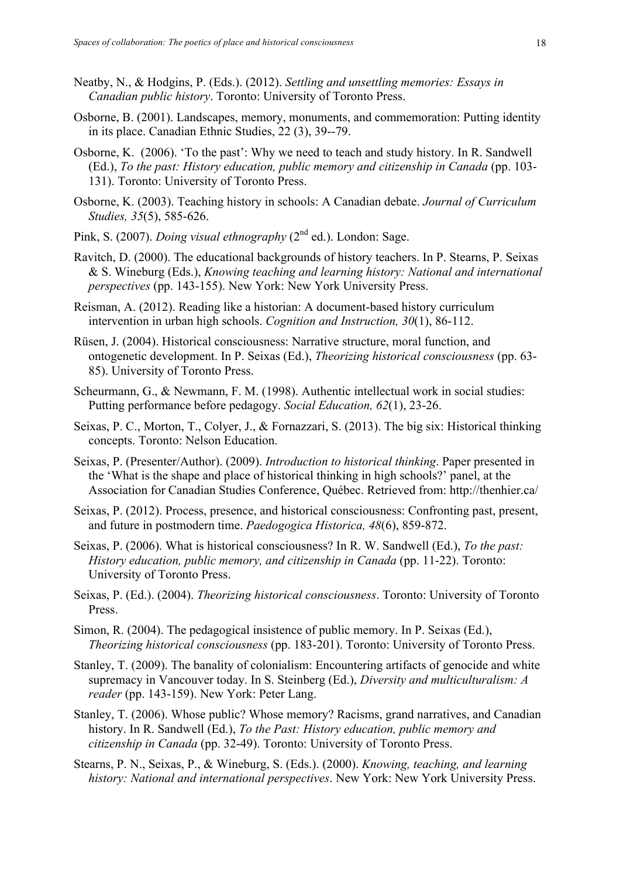Neatby, N., & Hodgins, P. (Eds.). (2012). *Settling and unsettling memories: Essays in Canadian public history*. Toronto: University of Toronto Press.

Osborne, B. (2001). Landscapes, memory, monuments, and commemoration: Putting identity in its place. Canadian Ethnic Studies, 22 (3), 39--79.

Osborne, K. (2006). 'To the past': Why we need to teach and study history. In R. Sandwell (Ed.), *To the past: History education, public memory and citizenship in Canada* (pp. 103-131). Toronto: University of Toronto Press.

Osborne, K. (2003). Teaching history in schools: A Canadian debate. *Journal of Curriculum Studies, 35*(5), 585-626.

Pink, S. (2007). *Doing visual ethnography* (2nd ed.). London: Sage.

Ravitch, D. (2000). The educational backgrounds of history teachers. In P. Stearns, P. Seixas & S. Wineburg (Eds.), *Knowing teaching and learning history: National and international perspectives* (pp. 143-155). New York: New York University Press.

Reisman, A. (2012). Reading like a historian: A document-based history curriculum intervention in urban high schools. *Cognition and Instruction, 30*(1), 86-112.

Rüsen, J. (2004). Historical consciousness: Narrative structure, moral function, and ontogenetic development. In P. Seixas (Ed.), *Theorizing historical consciousness* (pp. 63-85). University of Toronto Press.

Scheurmann, G., & Newmann, F. M. (1998). Authentic intellectual work in social studies: Putting performance before pedagogy. *Social Education, 62*(1), 23-26.

Seixas, P. C., Morton, T., Colyer, J., & Fornazzari, S. (2013). The big six: Historical thinking concepts. Toronto: Nelson Education.

Seixas, P. (Presenter/Author). (2009). *Introduction to historical thinking*. Paper presented in the 'What is the shape and place of historical thinking in high schools?' panel, at the Association for Canadian Studies Conference, Québec. Retrieved from: http://thenhier.ca/

Seixas, P. (2012). Process, presence, and historical consciousness: Confronting past, present, and future in postmodern time. *Paedogogica Historica, 48*(6), 859-872.

Seixas, P. (2006). What is historical consciousness? In R. W. Sandwell (Ed.), *To the past: History education, public memory, and citizenship in Canada* (pp. 11-22). Toronto: University of Toronto Press.

Seixas, P. (Ed.). (2004). *Theorizing historical consciousness*. Toronto: University of Toronto Press.

Simon, R. (2004). The pedagogical insistence of public memory. In P. Seixas (Ed.), *Theorizing historical consciousness* (pp. 183-201). Toronto: University of Toronto Press.

Stanley, T. (2009). The banality of colonialism: Encountering artifacts of genocide and white supremacy in Vancouver today. In S. Steinberg (Ed.), *Diversity and multiculturalism: A reader* (pp. 143-159). New York: Peter Lang.

Stanley, T. (2006). Whose public? Whose memory? Racisms, grand narratives, and Canadian history. In R. Sandwell (Ed.), *To the Past: History education, public memory and citizenship in Canada* (pp. 32-49). Toronto: University of Toronto Press.

Stearns, P. N., Seixas, P., & Wineburg, S. (Eds.). (2000). *Knowing, teaching, and learning history: National and international perspectives*. New York: New York University Press.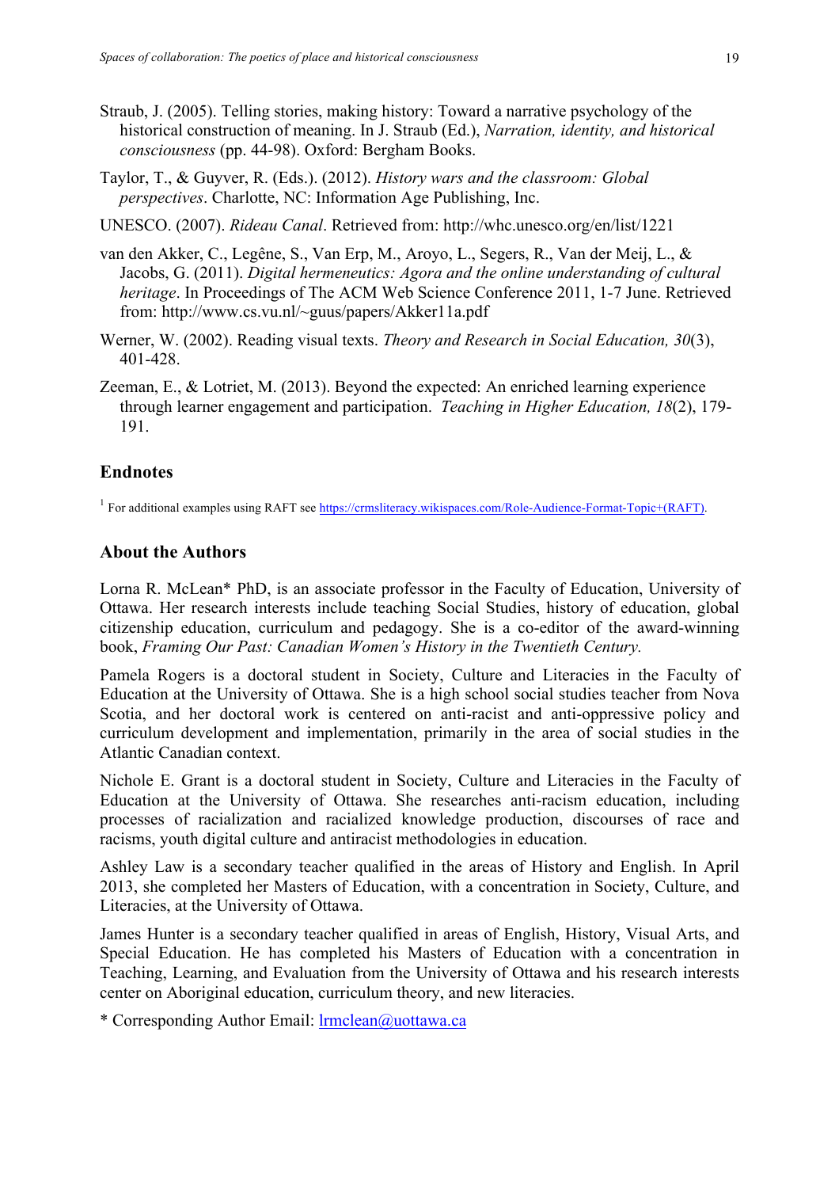Straub, J. (2005). Telling stories, making history: Toward a narrative psychology of the historical construction of meaning. In J. Straub (Ed.), *Narration, identity, and historical consciousness* (pp. 44-98). Oxford: Bergham Books.

Taylor, T., & Guyver, R. (Eds.). (2012). *History wars and the classroom: Global perspectives*. Charlotte, NC: Information Age Publishing, Inc.

UNESCO. (2007). *Rideau Canal*. Retrieved from: http://whc.unesco.org/en/list/1221

van den Akker, C., Legêne, S., Van Erp, M., Aroyo, L., Segers, R., Van der Meij, L., & Jacobs, G. (2011). *Digital hermeneutics: Agora and the online understanding of cultural heritage*. In Proceedings of The ACM Web Science Conference 2011, 1-7 June. Retrieved from: http://www.cs.vu.nl/~guus/papers/Akker11a.pdf

Werner, W. (2002). Reading visual texts. *Theory and Research in Social Education, 30*(3), 401-428.

Zeeman, E., & Lotriet, M. (2013). Beyond the expected: An enriched learning experience through learner engagement and participation. *Teaching in Higher Education, 18*(2), 179-191.

## Endnotes

[1] For additional examples using RAFT see https://crmsliteracy.wikispaces.com/Role-Audience-Format-Topic+(RAFT).

## About the Authors

Lorna R. McLean* PhD, is an associate professor in the Faculty of Education, University of Ottawa. Her research interests include teaching Social Studies, history of education, global citizenship education, curriculum and pedagogy. She is a co-editor of the award-winning book, *Framing Our Past: Canadian Women's History in the Twentieth Century.*

Pamela Rogers is a doctoral student in Society, Culture and Literacies in the Faculty of Education at the University of Ottawa. She is a high school social studies teacher from Nova Scotia, and her doctoral work is centered on anti-racist and anti-oppressive policy and curriculum development and implementation, primarily in the area of social studies in the Atlantic Canadian context.

Nichole E. Grant is a doctoral student in Society, Culture and Literacies in the Faculty of Education at the University of Ottawa. She researches anti-racism education, including processes of racialization and racialized knowledge production, discourses of race and racisms, youth digital culture and antiracist methodologies in education.

Ashley Law is a secondary teacher qualified in the areas of History and English. In April 2013, she completed her Masters of Education, with a concentration in Society, Culture, and Literacies, at the University of Ottawa.

James Hunter is a secondary teacher qualified in areas of English, History, Visual Arts, and Special Education. He has completed his Masters of Education with a concentration in Teaching, Learning, and Evaluation from the University of Ottawa and his research interests center on Aboriginal education, curriculum theory, and new literacies.

* Corresponding Author Email: lrmclean@uottawa.ca